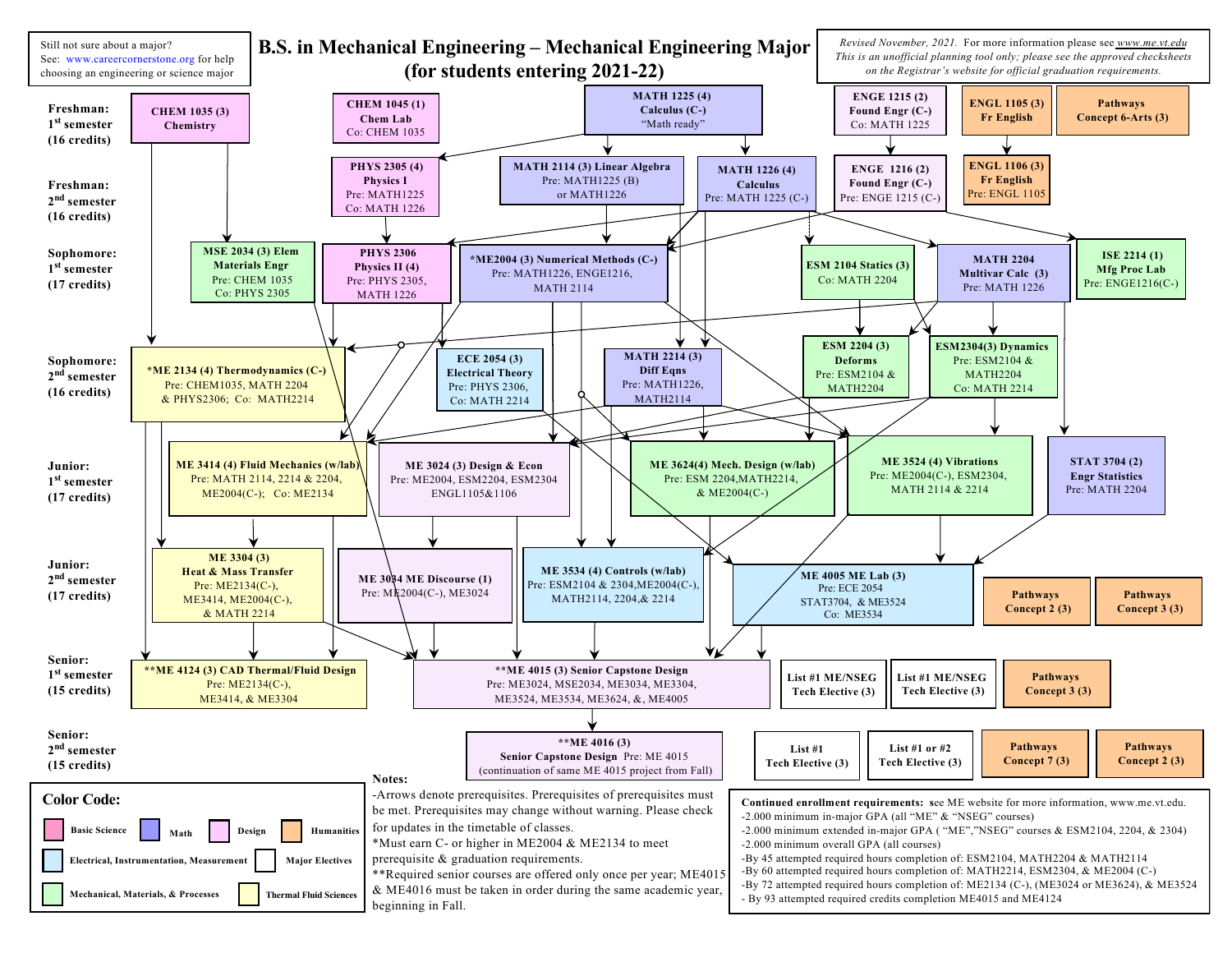# B.S. in Mechanical Engineering – Mechanical Engineering Major (for students entering 2021-22)

Still not sure about a major? See: www.careercornerstone.org for help choosing an engineering or science major

*Revised November, 2021. For more information please see www.me.vt.edu*
*This is an unofficial planning tool only; please see the approved checksheets on the Registrar's website for official graduation requirements.*

## Freshman: 1st semester (16 credits)

- **CHEM 1035 (3) Chemistry**
- **CHEM 1045 (1) Chem Lab** Co: CHEM 1035
- **MATH 1225 (4) Calculus (C-)** "Math ready"
- **ENGE 1215 (2) Found Engr (C-)** Co: MATH 1225
- **ENGL 1105 (3) Fr English**
- **Pathways Concept 6-Arts (3)**

## Freshman: 2nd semester (16 credits)

- **PHYS 2305 (4) Physics I** Pre: MATH1225 Co: MATH 1226
- **MATH 2114 (3) Linear Algebra** Pre: MATH1225 (B) or MATH1226
- **MATH 1226 (4) Calculus** Pre: MATH 1225 (C-)
- **ENGE 1216 (2) Found Engr (C-)** Pre: ENGE 1215 (C-)
- **ENGL 1106 (3) Fr English** Pre: ENGL 1105

## Sophomore: 1st semester (17 credits)

- **MSE 2034 (3) Elem Materials Engr** Pre: CHEM 1035 Co: PHYS 2305
- **PHYS 2306 Physics II (4)** Pre: PHYS 2305, MATH 1226
- **\*ME2004 (3) Numerical Methods (C-)** Pre: MATH1226, ENGE1216, MATH 2114
- **ESM 2104 Statics (3)** Co: MATH 2204
- **MATH 2204 Multivar Calc (3)** Pre: MATH 1226
- **ISE 2214 (1) Mfg Proc Lab** Pre: ENGE1216(C-)

## Sophomore: 2nd semester (16 credits)

- **\*ME 2134 (4) Thermodynamics (C-)** Pre: CHEM1035, MATH 2204 & PHYS2306; Co: MATH2214
- **ECE 2054 (3) Electrical Theory** Pre: PHYS 2306, Co: MATH 2214
- **MATH 2214 (3) Diff Eqns** Pre: MATH1226, MATH2114
- **ESM 2204 (3) Deforms** Pre: ESM2104 & MATH2204
- **ESM2304(3) Dynamics** Pre: ESM2104 & MATH2204 Co: MATH 2214

## Junior: 1st semester (17 credits)

- **ME 3414 (4) Fluid Mechanics (w/lab)** Pre: MATH 2114, 2214 & 2204, ME2004(C-); Co: ME2134
- **ME 3024 (3) Design & Econ** Pre: ME2004, ESM2204, ESM2304 ENGL1105&1106
- **ME 3624(4) Mech. Design (w/lab)** Pre: ESM 2204,MATH2214, & ME2004(C-)
- **ME 3524 (4) Vibrations** Pre: ME2004(C-), ESM2304, MATH 2114 & 2214
- **STAT 3704 (2) Engr Statistics** Pre: MATH 2204

## Junior: 2nd semester (17 credits)

- **ME 3304 (3) Heat & Mass Transfer** Pre: ME2134(C-), ME3414, ME2004(C-), & MATH 2214
- **ME 3034 ME Discourse (1)** Pre: ME2004(C-), ME3024
- **ME 3534 (4) Controls (w/lab)** Pre: ESM2104 & 2304,ME2004(C-), MATH2114, 2204,& 2214
- **ME 4005 ME Lab (3)** Pre: ECE 2054 STAT3704, & ME3524 Co: ME3534
- **Pathways Concept 2 (3)**
- **Pathways Concept 3 (3)**

## Senior: 1st semester (15 credits)

- **\*\*ME 4124 (3) CAD Thermal/Fluid Design** Pre: ME2134(C-), ME3414, & ME3304
- **\*\*ME 4015 (3) Senior Capstone Design** Pre: ME3024, MSE2034, ME3034, ME3304, ME3524, ME3534, ME3624, &, ME4005
- **List #1 ME/NSEG Tech Elective (3)**
- **List #1 ME/NSEG Tech Elective (3)**
- **Pathways Concept 3 (3)**

## Senior: 2nd semester (15 credits)

- **\*\*ME 4016 (3) Senior Capstone Design** Pre: ME 4015 (continuation of same ME 4015 project from Fall)
- **List #1 Tech Elective (3)**
- **List #1 or #2 Tech Elective (3)**
- **Pathways Concept 7 (3)**
- **Pathways Concept 2 (3)**

## Color Code:

Basic Science; Math; Design; Humanities; Electrical, Instrumentation, Measurement; Major Electives; Mechanical, Materials, & Processes; Thermal Fluid Sciences

## Notes:

-Arrows denote prerequisites. Prerequisites of prerequisites must be met. Prerequisites may change without warning. Please check for updates in the timetable of classes.
\*Must earn C- or higher in ME2004 & ME2134 to meet prerequisite & graduation requirements.
\*\*Required senior courses are offered only once per year; ME4015 & ME4016 must be taken in order during the same academic year, beginning in Fall.

**Continued enrollment requirements:** see ME website for more information, www.me.vt.edu.
- -2.000 minimum in-major GPA (all "ME" & "NSEG" courses)
- -2.000 minimum extended in-major GPA ( "ME","NSEG" courses & ESM2104, 2204, & 2304)
- -2.000 minimum overall GPA (all courses)
- -By 45 attempted required hours completion of: ESM2104, MATH2204 & MATH2114
- -By 60 attempted required hours completion of: MATH2214, ESM2304, & ME2004 (C-)
- -By 72 attempted required hours completion of: ME2134 (C-), (ME3024 or ME3624), & ME3524
- By 93 attempted required credits completion ME4015 and ME4124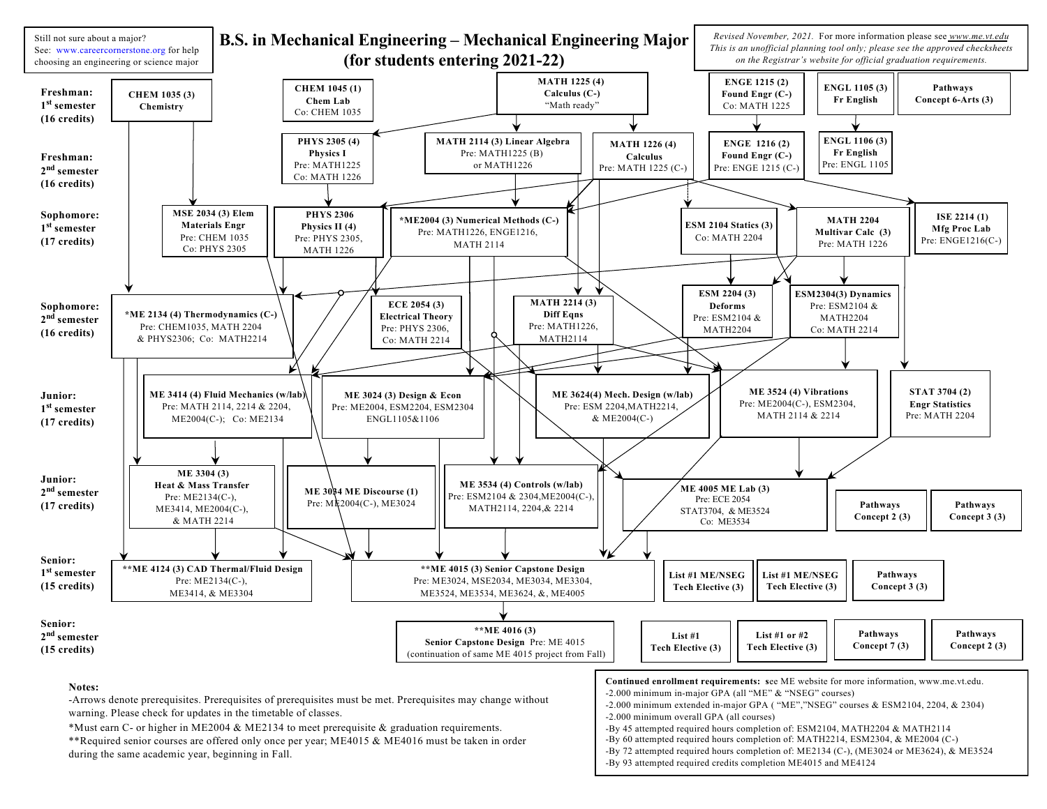Still not sure about a major? See: www.careercornerstone.org for help choosing an engineering or science major

# B.S. in Mechanical Engineering – Mechanical Engineering Major (for students entering 2021-22)

*Revised November, 2021. For more information please see www.me.vt.edu*
*This is an unofficial planning tool only; please see the approved checksheets on the Registrar's website for official graduation requirements.*

## Freshman: 1st semester (16 credits)

- **CHEM 1035 (3)** Chemistry
- **CHEM 1045 (1)** Chem Lab — Co: CHEM 1035
- **MATH 1225 (4)** Calculus (C-) — "Math ready"
- **ENGE 1215 (2)** Found Engr (C-) — Co: MATH 1225
- **ENGL 1105 (3)** Fr English
- **Pathways Concept 6-Arts (3)**

## Freshman: 2nd semester (16 credits)

- **PHYS 2305 (4)** Physics I — Pre: MATH1225; Co: MATH 1226
- **MATH 2114 (3) Linear Algebra** — Pre: MATH1225 (B) or MATH1226
- **MATH 1226 (4)** Calculus — Pre: MATH 1225 (C-)
- **ENGE 1216 (2)** Found Engr (C-) — Pre: ENGE 1215 (C-)
- **ENGL 1106 (3)** Fr English — Pre: ENGL 1105

## Sophomore: 1st semester (17 credits)

- **MSE 2034 (3) Elem Materials Engr** — Pre: CHEM 1035; Co: PHYS 2305
- **PHYS 2306** Physics II (4) — Pre: PHYS 2305, MATH 1226
- ***ME2004 (3) Numerical Methods (C-)** — Pre: MATH1226, ENGE1216, MATH 2114
- **ESM 2104 Statics (3)** — Co: MATH 2204
- **MATH 2204** Multivar Calc (3) — Pre: MATH 1226
- **ISE 2214 (1)** Mfg Proc Lab — Pre: ENGE1216(C-)

## Sophomore: 2nd semester (16 credits)

- ***ME 2134 (4) Thermodynamics (C-)** — Pre: CHEM1035, MATH 2204 & PHYS2306; Co: MATH2214
- **ECE 2054 (3)** Electrical Theory — Pre: PHYS 2306, Co: MATH 2214
- **MATH 2214 (3)** Diff Eqns — Pre: MATH1226, MATH2114
- **ESM 2204 (3)** Deforms — Pre: ESM2104 & MATH2204
- **ESM2304(3) Dynamics** — Pre: ESM2104 & MATH2204; Co: MATH 2214

## Junior: 1st semester (17 credits)

- **ME 3414 (4) Fluid Mechanics (w/lab)** — Pre: MATH 2114, 2214 & 2204, ME2004(C-); Co: ME2134
- **ME 3024 (3) Design & Econ** — Pre: ME2004, ESM2204, ESM2304, ENGL1105&1106
- **ME 3624(4) Mech. Design (w/lab)** — Pre: ESM 2204,MATH2214, & ME2004(C-)
- **ME 3524 (4) Vibrations** — Pre: ME2004(C-), ESM2304, MATH 2114 & 2214
- **STAT 3704 (2)** Engr Statistics — Pre: MATH 2204

## Junior: 2nd semester (17 credits)

- **ME 3304 (3)** Heat & Mass Transfer — Pre: ME2134(C-), ME3414, ME2004(C-), & MATH 2214
- **ME 3034 ME Discourse (1)** — Pre: ME2004(C-), ME3024
- **ME 3534 (4) Controls (w/lab)** — Pre: ESM2104 & 2304,ME2004(C-), MATH2114, 2204,& 2214
- **ME 4005 ME Lab (3)** — Pre: ECE 2054, STAT3704, & ME3524; Co: ME3534
- **Pathways Concept 2 (3)**
- **Pathways Concept 3 (3)**

## Senior: 1st semester (15 credits)

- ****ME 4124 (3) CAD Thermal/Fluid Design** — Pre: ME2134(C-), ME3414, & ME3304
- ****ME 4015 (3) Senior Capstone Design** — Pre: ME3024, MSE2034, ME3034, ME3304, ME3524, ME3534, ME3624, &, ME4005
- **List #1 ME/NSEG Tech Elective (3)**
- **List #1 ME/NSEG Tech Elective (3)**
- **Pathways Concept 3 (3)**

## Senior: 2nd semester (15 credits)

- ****ME 4016 (3)** Senior Capstone Design — Pre: ME 4015 (continuation of same ME 4015 project from Fall)
- **List #1 Tech Elective (3)**
- **List #1 or #2 Tech Elective (3)**
- **Pathways Concept 7 (3)**
- **Pathways Concept 2 (3)**

**Notes:**

-Arrows denote prerequisites. Prerequisites of prerequisites must be met. Prerequisites may change without warning. Please check for updates in the timetable of classes.

*Must earn C- or higher in ME2004 & ME2134 to meet prerequisite & graduation requirements.

**Required senior courses are offered only once per year; ME4015 & ME4016 must be taken in order during the same academic year, beginning in Fall.

**Continued enrollment requirements:** see ME website for more information, www.me.vt.edu.

- -2.000 minimum in-major GPA (all "ME" & "NSEG" courses)
- -2.000 minimum extended in-major GPA ( "ME","NSEG" courses & ESM2104, 2204, & 2304)
- -2.000 minimum overall GPA (all courses)
- -By 45 attempted required hours completion of: ESM2104, MATH2204 & MATH2114
- -By 60 attempted required hours completion of: MATH2214, ESM2304, & ME2004 (C-)
- -By 72 attempted required hours completion of: ME2134 (C-), (ME3024 or ME3624), & ME3524
- -By 93 attempted required credits completion ME4015 and ME4124